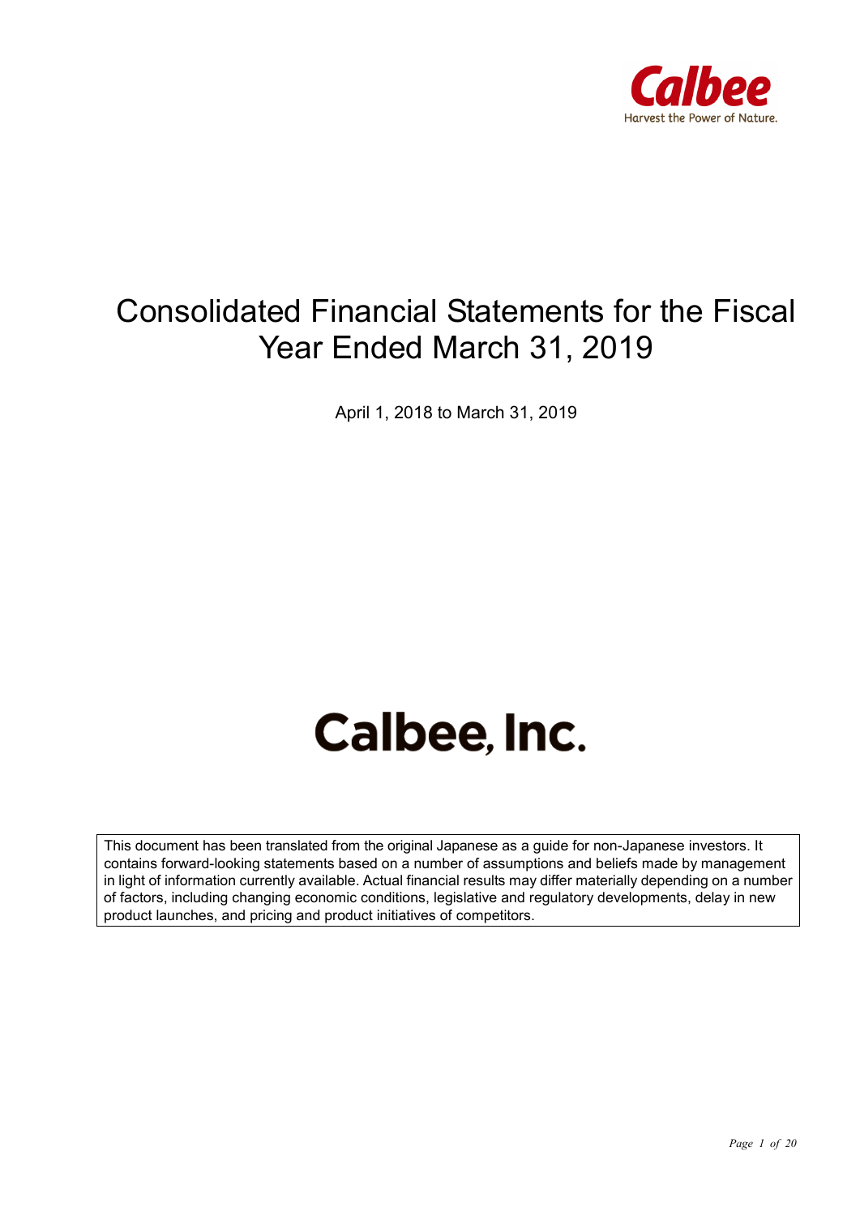Calbee

Harvest the Power of Nature.

# Consolidated Financial Statements for the Fiscal Year Ended March 31, 2019

April 1, 2018 to March 31, 2019

# Calbee, Inc.

This document has been translated from the original Japanese as a guide for non-Japanese investors. It contains forward-looking statements based on a number of assumptions and beliefs made by management in light of information currently available. Actual financial results may differ materially depending on a number of factors, including changing economic conditions, legislative and regulatory developments, delay in new product launches, and pricing and product initiatives of competitors.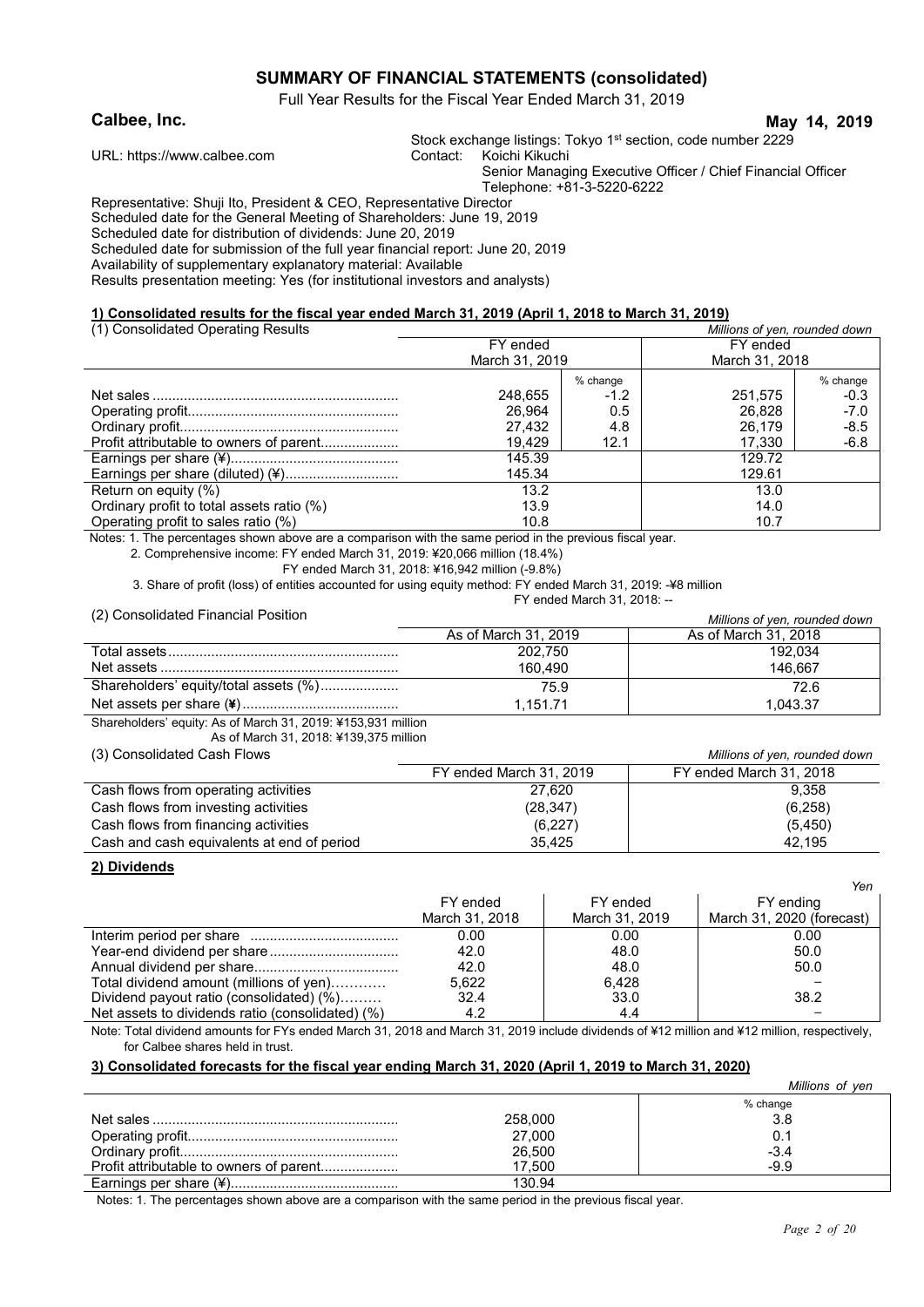# SUMMARY OF FINANCIAL STATEMENTS (consolidated)

Full Year Results for the Fiscal Year Ended March 31, 2019

**Calbee, Inc.** **May 14, 2019**

Stock exchange listings: Tokyo 1st section, code number 2229

URL: https://www.calbee.com

Contact: Koichi Kikuchi
Senior Managing Executive Officer / Chief Financial Officer
Telephone: +81-3-5220-6222

Representative: Shuji Ito, President & CEO, Representative Director
Scheduled date for the General Meeting of Shareholders: June 19, 2019
Scheduled date for distribution of dividends: June 20, 2019
Scheduled date for submission of the full year financial report: June 20, 2019
Availability of supplementary explanatory material: Available
Results presentation meeting: Yes (for institutional investors and analysts)

## 1) Consolidated results for the fiscal year ended March 31, 2019 (April 1, 2018 to March 31, 2019)

(1) Consolidated Operating Results *Millions of yen, rounded down*

| | FY ended March 31, 2019 | | FY ended March 31, 2018 | |
|---|---|---|---|---|
| | | % change | | % change |
| Net sales | 248,655 | -1.2 | 251,575 | -0.3 |
| Operating profit | 26,964 | 0.5 | 26,828 | -7.0 |
| Ordinary profit | 27,432 | 4.8 | 26,179 | -8.5 |
| Profit attributable to owners of parent | 19,429 | 12.1 | 17,330 | -6.8 |
| Earnings per share (¥) | 145.39 | | 129.72 | |
| Earnings per share (diluted) (¥) | 145.34 | | 129.61 | |
| Return on equity (%) | 13.2 | | 13.0 | |
| Ordinary profit to total assets ratio (%) | 13.9 | | 14.0 | |
| Operating profit to sales ratio (%) | 10.8 | | 10.7 | |

Notes: 1. The percentages shown above are a comparison with the same period in the previous fiscal year.
2. Comprehensive income: FY ended March 31, 2019: ¥20,066 million (18.4%)
FY ended March 31, 2018: ¥16,942 million (-9.8%)
3. Share of profit (loss) of entities accounted for using equity method: FY ended March 31, 2019: -¥8 million
FY ended March 31, 2018: --

(2) Consolidated Financial Position *Millions of yen, rounded down*

| | As of March 31, 2019 | As of March 31, 2018 |
|---|---|---|
| Total assets | 202,750 | 192,034 |
| Net assets | 160,490 | 146,667 |
| Shareholders' equity/total assets (%) | 75.9 | 72.6 |
| Net assets per share (¥) | 1,151.71 | 1,043.37 |

Shareholders' equity: As of March 31, 2019: ¥153,931 million
As of March 31, 2018: ¥139,375 million

(3) Consolidated Cash Flows *Millions of yen, rounded down*

| | FY ended March 31, 2019 | FY ended March 31, 2018 |
|---|---|---|
| Cash flows from operating activities | 27,620 | 9,358 |
| Cash flows from investing activities | (28,347) | (6,258) |
| Cash flows from financing activities | (6,227) | (5,450) |
| Cash and cash equivalents at end of period | 35,425 | 42,195 |

## 2) Dividends

*Yen*

| | FY ended March 31, 2018 | FY ended March 31, 2019 | FY ending March 31, 2020 (forecast) |
|---|---|---|---|
| Interim period per share | 0.00 | 0.00 | 0.00 |
| Year-end dividend per share | 42.0 | 48.0 | 50.0 |
| Annual dividend per share | 42.0 | 48.0 | 50.0 |
| Total dividend amount (millions of yen) | 5,622 | 6,428 | – |
| Dividend payout ratio (consolidated) (%) | 32.4 | 33.0 | 38.2 |
| Net assets to dividends ratio (consolidated) (%) | 4.2 | 4.4 | – |

Note: Total dividend amounts for FYs ended March 31, 2018 and March 31, 2019 include dividends of ¥12 million and ¥12 million, respectively, for Calbee shares held in trust.

## 3) Consolidated forecasts for the fiscal year ending March 31, 2020 (April 1, 2019 to March 31, 2020)

*Millions of yen*

| | | % change |
|---|---|---|
| Net sales | 258,000 | 3.8 |
| Operating profit | 27,000 | 0.1 |
| Ordinary profit | 26,500 | -3.4 |
| Profit attributable to owners of parent | 17,500 | -9.9 |
| Earnings per share (¥) | 130.94 | |

Notes: 1. The percentages shown above are a comparison with the same period in the previous fiscal year.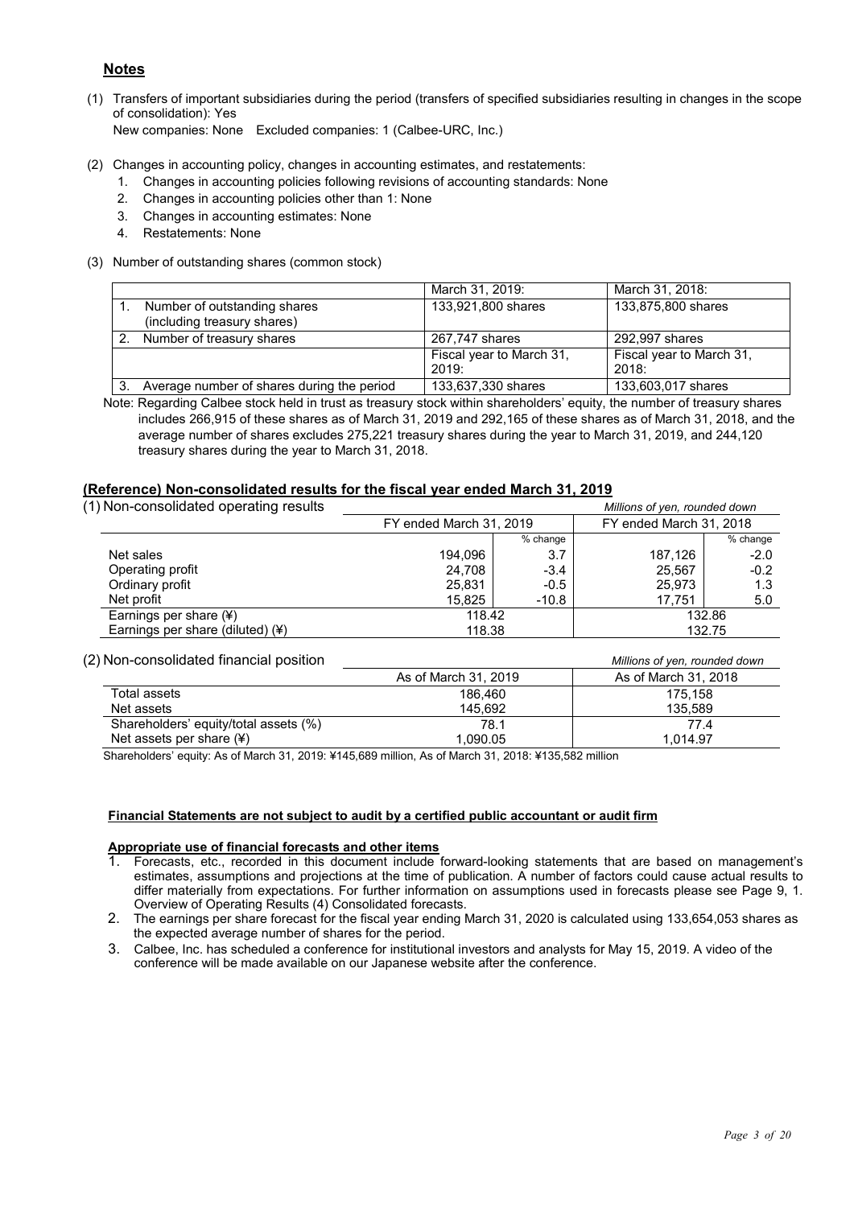## Notes

(1) Transfers of important subsidiaries during the period (transfers of specified subsidiaries resulting in changes in the scope of consolidation): Yes
New companies: None Excluded companies: 1 (Calbee-URC, Inc.)

(2) Changes in accounting policy, changes in accounting estimates, and restatements:
1. Changes in accounting policies following revisions of accounting standards: None
2. Changes in accounting policies other than 1: None
3. Changes in accounting estimates: None
4. Restatements: None

(3) Number of outstanding shares (common stock)

| | March 31, 2019: | March 31, 2018: |
|---|---|---|
| 1. Number of outstanding shares (including treasury shares) | 133,921,800 shares | 133,875,800 shares |
| 2. Number of treasury shares | 267,747 shares | 292,997 shares |
| | Fiscal year to March 31, 2019: | Fiscal year to March 31, 2018: |
| 3. Average number of shares during the period | 133,637,330 shares | 133,603,017 shares |

Note: Regarding Calbee stock held in trust as treasury stock within shareholders' equity, the number of treasury shares includes 266,915 of these shares as of March 31, 2019 and 292,165 of these shares as of March 31, 2018, and the average number of shares excludes 275,221 treasury shares during the year to March 31, 2019, and 244,120 treasury shares during the year to March 31, 2018.

### (Reference) Non-consolidated results for the fiscal year ended March 31, 2019

(1) Non-consolidated operating results

*Millions of yen, rounded down*

| | FY ended March 31, 2019 | | FY ended March 31, 2018 | |
|---|---|---|---|---|
| | | % change | | % change |
| Net sales | 194,096 | 3.7 | 187,126 | -2.0 |
| Operating profit | 24,708 | -3.4 | 25,567 | -0.2 |
| Ordinary profit | 25,831 | -0.5 | 25,973 | 1.3 |
| Net profit | 15,825 | -10.8 | 17,751 | 5.0 |
| Earnings per share (¥) | 118.42 | | 132.86 | |
| Earnings per share (diluted) (¥) | 118.38 | | 132.75 | |

(2) Non-consolidated financial position

*Millions of yen, rounded down*

| | As of March 31, 2019 | As of March 31, 2018 |
|---|---|---|
| Total assets | 186,460 | 175,158 |
| Net assets | 145,692 | 135,589 |
| Shareholders' equity/total assets (%) | 78.1 | 77.4 |
| Net assets per share (¥) | 1,090.05 | 1,014.97 |

Shareholders' equity: As of March 31, 2019: ¥145,689 million, As of March 31, 2018: ¥135,582 million

**Financial Statements are not subject to audit by a certified public accountant or audit firm**

**Appropriate use of financial forecasts and other items**

1. Forecasts, etc., recorded in this document include forward-looking statements that are based on management's estimates, assumptions and projections at the time of publication. A number of factors could cause actual results to differ materially from expectations. For further information on assumptions used in forecasts please see Page 9, 1. Overview of Operating Results (4) Consolidated forecasts.
2. The earnings per share forecast for the fiscal year ending March 31, 2020 is calculated using 133,654,053 shares as the expected average number of shares for the period.
3. Calbee, Inc. has scheduled a conference for institutional investors and analysts for May 15, 2019. A video of the conference will be made available on our Japanese website after the conference.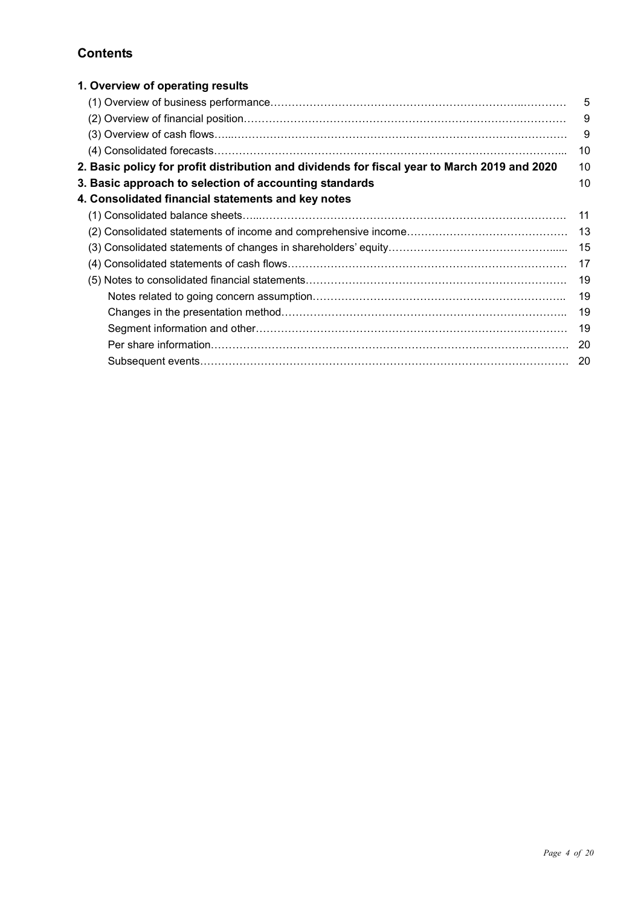## Contents

| | |
|---|---|
| **1. Overview of operating results** | |
| (1) Overview of business performance | 5 |
| (2) Overview of financial position | 9 |
| (3) Overview of cash flows | 9 |
| (4) Consolidated forecasts | 10 |
| **2. Basic policy for profit distribution and dividends for fiscal year to March 2019 and 2020** | 10 |
| **3. Basic approach to selection of accounting standards** | 10 |
| **4. Consolidated financial statements and key notes** | |
| (1) Consolidated balance sheets | 11 |
| (2) Consolidated statements of income and comprehensive income | 13 |
| (3) Consolidated statements of changes in shareholders' equity | 15 |
| (4) Consolidated statements of cash flows | 17 |
| (5) Notes to consolidated financial statements | 19 |
| Notes related to going concern assumption | 19 |
| Changes in the presentation method | 19 |
| Segment information and other | 19 |
| Per share information | 20 |
| Subsequent events | 20 |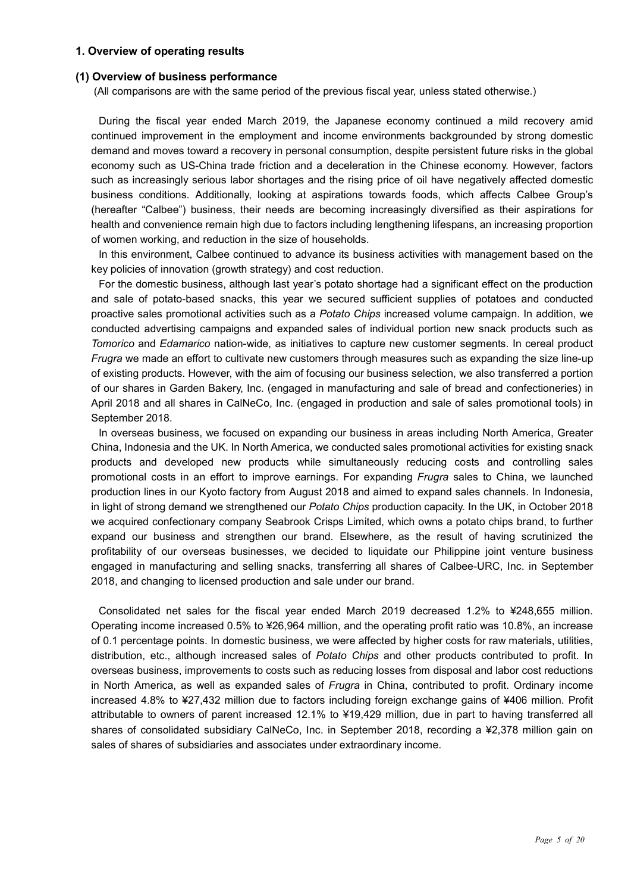## 1. Overview of operating results

### (1) Overview of business performance

(All comparisons are with the same period of the previous fiscal year, unless stated otherwise.)

During the fiscal year ended March 2019, the Japanese economy continued a mild recovery amid continued improvement in the employment and income environments backgrounded by strong domestic demand and moves toward a recovery in personal consumption, despite persistent future risks in the global economy such as US-China trade friction and a deceleration in the Chinese economy. However, factors such as increasingly serious labor shortages and the rising price of oil have negatively affected domestic business conditions. Additionally, looking at aspirations towards foods, which affects Calbee Group's (hereafter "Calbee") business, their needs are becoming increasingly diversified as their aspirations for health and convenience remain high due to factors including lengthening lifespans, an increasing proportion of women working, and reduction in the size of households.

In this environment, Calbee continued to advance its business activities with management based on the key policies of innovation (growth strategy) and cost reduction.

For the domestic business, although last year's potato shortage had a significant effect on the production and sale of potato-based snacks, this year we secured sufficient supplies of potatoes and conducted proactive sales promotional activities such as a *Potato Chips* increased volume campaign. In addition, we conducted advertising campaigns and expanded sales of individual portion new snack products such as *Tomorico* and *Edamarico* nation-wide, as initiatives to capture new customer segments. In cereal product *Frugra* we made an effort to cultivate new customers through measures such as expanding the size line-up of existing products. However, with the aim of focusing our business selection, we also transferred a portion of our shares in Garden Bakery, Inc. (engaged in manufacturing and sale of bread and confectioneries) in April 2018 and all shares in CalNeCo, Inc. (engaged in production and sale of sales promotional tools) in September 2018.

In overseas business, we focused on expanding our business in areas including North America, Greater China, Indonesia and the UK. In North America, we conducted sales promotional activities for existing snack products and developed new products while simultaneously reducing costs and controlling sales promotional costs in an effort to improve earnings. For expanding *Frugra* sales to China, we launched production lines in our Kyoto factory from August 2018 and aimed to expand sales channels. In Indonesia, in light of strong demand we strengthened our *Potato Chips* production capacity. In the UK, in October 2018 we acquired confectionary company Seabrook Crisps Limited, which owns a potato chips brand, to further expand our business and strengthen our brand. Elsewhere, as the result of having scrutinized the profitability of our overseas businesses, we decided to liquidate our Philippine joint venture business engaged in manufacturing and selling snacks, transferring all shares of Calbee-URC, Inc. in September 2018, and changing to licensed production and sale under our brand.

Consolidated net sales for the fiscal year ended March 2019 decreased 1.2% to ¥248,655 million. Operating income increased 0.5% to ¥26,964 million, and the operating profit ratio was 10.8%, an increase of 0.1 percentage points. In domestic business, we were affected by higher costs for raw materials, utilities, distribution, etc., although increased sales of *Potato Chips* and other products contributed to profit. In overseas business, improvements to costs such as reducing losses from disposal and labor cost reductions in North America, as well as expanded sales of *Frugra* in China, contributed to profit. Ordinary income increased 4.8% to ¥27,432 million due to factors including foreign exchange gains of ¥406 million. Profit attributable to owners of parent increased 12.1% to ¥19,429 million, due in part to having transferred all shares of consolidated subsidiary CalNeCo, Inc. in September 2018, recording a ¥2,378 million gain on sales of shares of subsidiaries and associates under extraordinary income.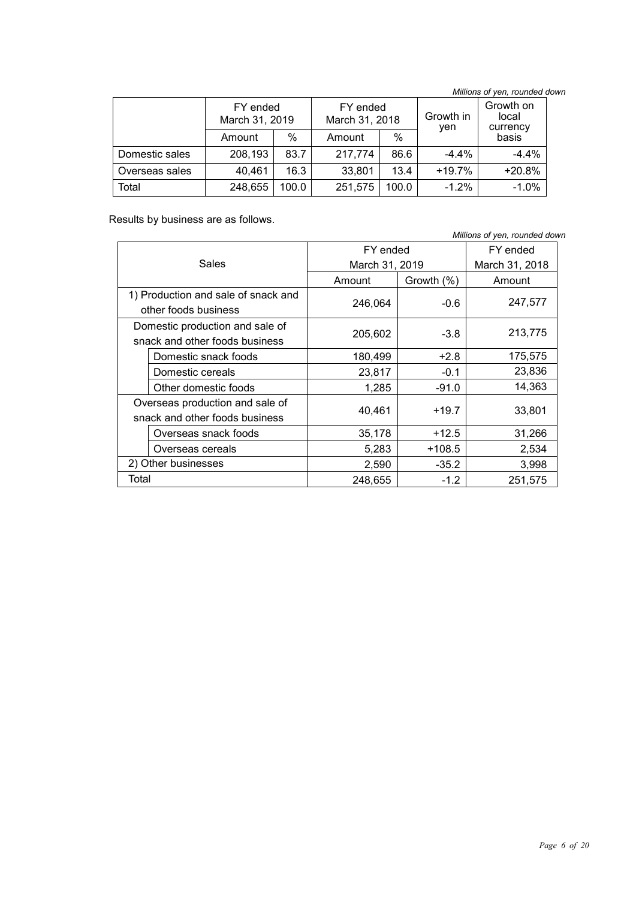*Millions of yen, rounded down*

| | FY ended March 31, 2019 | | FY ended March 31, 2018 | | Growth in yen | Growth on local currency basis |
|---|---|---|---|---|---|---|
| | Amount | % | Amount | % | | |
| Domestic sales | 208,193 | 83.7 | 217,774 | 86.6 | -4.4% | -4.4% |
| Overseas sales | 40,461 | 16.3 | 33,801 | 13.4 | +19.7% | +20.8% |
| Total | 248,655 | 100.0 | 251,575 | 100.0 | -1.2% | -1.0% |

Results by business are as follows.

*Millions of yen, rounded down*

| Sales | FY ended March 31, 2019 | | FY ended March 31, 2018 |
|---|---|---|---|
| | Amount | Growth (%) | Amount |
| 1) Production and sale of snack and other foods business | 246,064 | -0.6 | 247,577 |
| Domestic production and sale of snack and other foods business | 205,602 | -3.8 | 213,775 |
| Domestic snack foods | 180,499 | +2.8 | 175,575 |
| Domestic cereals | 23,817 | -0.1 | 23,836 |
| Other domestic foods | 1,285 | -91.0 | 14,363 |
| Overseas production and sale of snack and other foods business | 40,461 | +19.7 | 33,801 |
| Overseas snack foods | 35,178 | +12.5 | 31,266 |
| Overseas cereals | 5,283 | +108.5 | 2,534 |
| 2) Other businesses | 2,590 | -35.2 | 3,998 |
| Total | 248,655 | -1.2 | 251,575 |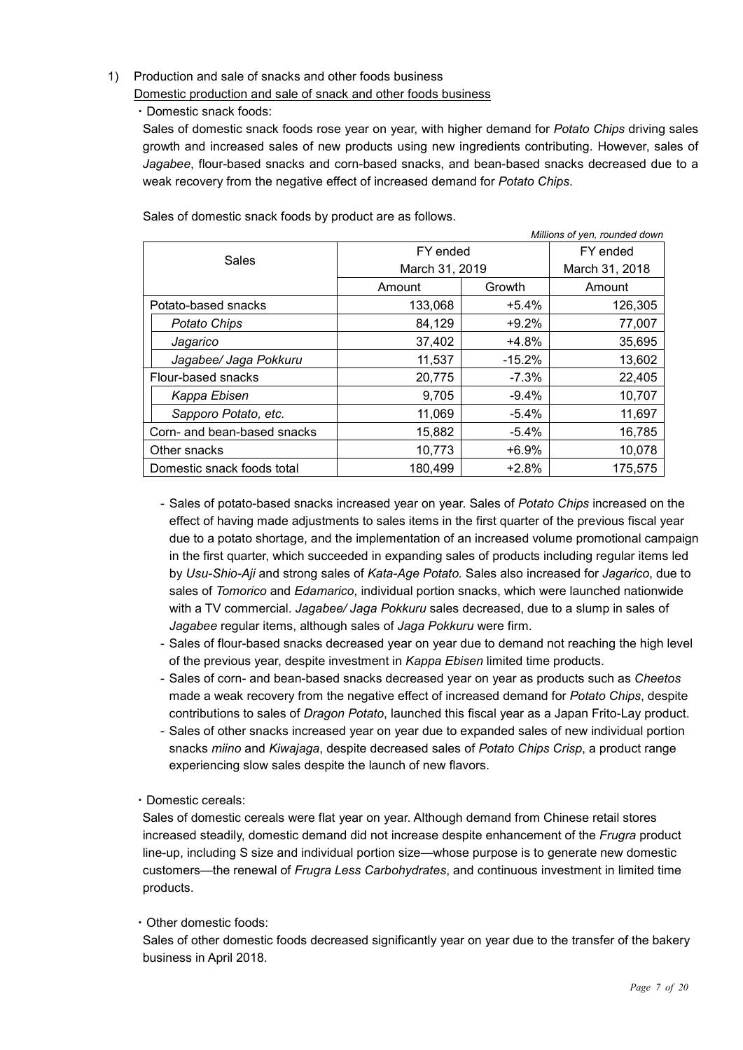1) Production and sale of snacks and other foods business

Domestic production and sale of snack and other foods business

・Domestic snack foods:

Sales of domestic snack foods rose year on year, with higher demand for *Potato Chips* driving sales growth and increased sales of new products using new ingredients contributing. However, sales of *Jagabee*, flour-based snacks and corn-based snacks, and bean-based snacks decreased due to a weak recovery from the negative effect of increased demand for *Potato Chips*.

Sales of domestic snack foods by product are as follows.

*Millions of yen, rounded down*

| Sales | FY ended March 31, 2019 | | FY ended March 31, 2018 |
|---|---|---|---|
| | Amount | Growth | Amount |
| Potato-based snacks | 133,068 | +5.4% | 126,305 |
| *Potato Chips* | 84,129 | +9.2% | 77,007 |
| *Jagarico* | 37,402 | +4.8% | 35,695 |
| *Jagabee/ Jaga Pokkuru* | 11,537 | -15.2% | 13,602 |
| Flour-based snacks | 20,775 | -7.3% | 22,405 |
| *Kappa Ebisen* | 9,705 | -9.4% | 10,707 |
| *Sapporo Potato, etc.* | 11,069 | -5.4% | 11,697 |
| Corn- and bean-based snacks | 15,882 | -5.4% | 16,785 |
| Other snacks | 10,773 | +6.9% | 10,078 |
| Domestic snack foods total | 180,499 | +2.8% | 175,575 |

- Sales of potato-based snacks increased year on year. Sales of *Potato Chips* increased on the effect of having made adjustments to sales items in the first quarter of the previous fiscal year due to a potato shortage, and the implementation of an increased volume promotional campaign in the first quarter, which succeeded in expanding sales of products including regular items led by *Usu-Shio-Aji* and strong sales of *Kata-Age Potato.* Sales also increased for *Jagarico*, due to sales of *Tomorico* and *Edamarico*, individual portion snacks, which were launched nationwide with a TV commercial. *Jagabee/ Jaga Pokkuru* sales decreased, due to a slump in sales of *Jagabee* regular items, although sales of *Jaga Pokkuru* were firm.
- Sales of flour-based snacks decreased year on year due to demand not reaching the high level of the previous year, despite investment in *Kappa Ebisen* limited time products.
- Sales of corn- and bean-based snacks decreased year on year as products such as *Cheetos* made a weak recovery from the negative effect of increased demand for *Potato Chips*, despite contributions to sales of *Dragon Potato*, launched this fiscal year as a Japan Frito-Lay product.
- Sales of other snacks increased year on year due to expanded sales of new individual portion snacks *miino* and *Kiwajaga*, despite decreased sales of *Potato Chips Crisp*, a product range experiencing slow sales despite the launch of new flavors.

・Domestic cereals:

Sales of domestic cereals were flat year on year. Although demand from Chinese retail stores increased steadily, domestic demand did not increase despite enhancement of the *Frugra* product line-up, including S size and individual portion size—whose purpose is to generate new domestic customers—the renewal of *Frugra Less Carbohydrates*, and continuous investment in limited time products.

・Other domestic foods:

Sales of other domestic foods decreased significantly year on year due to the transfer of the bakery business in April 2018.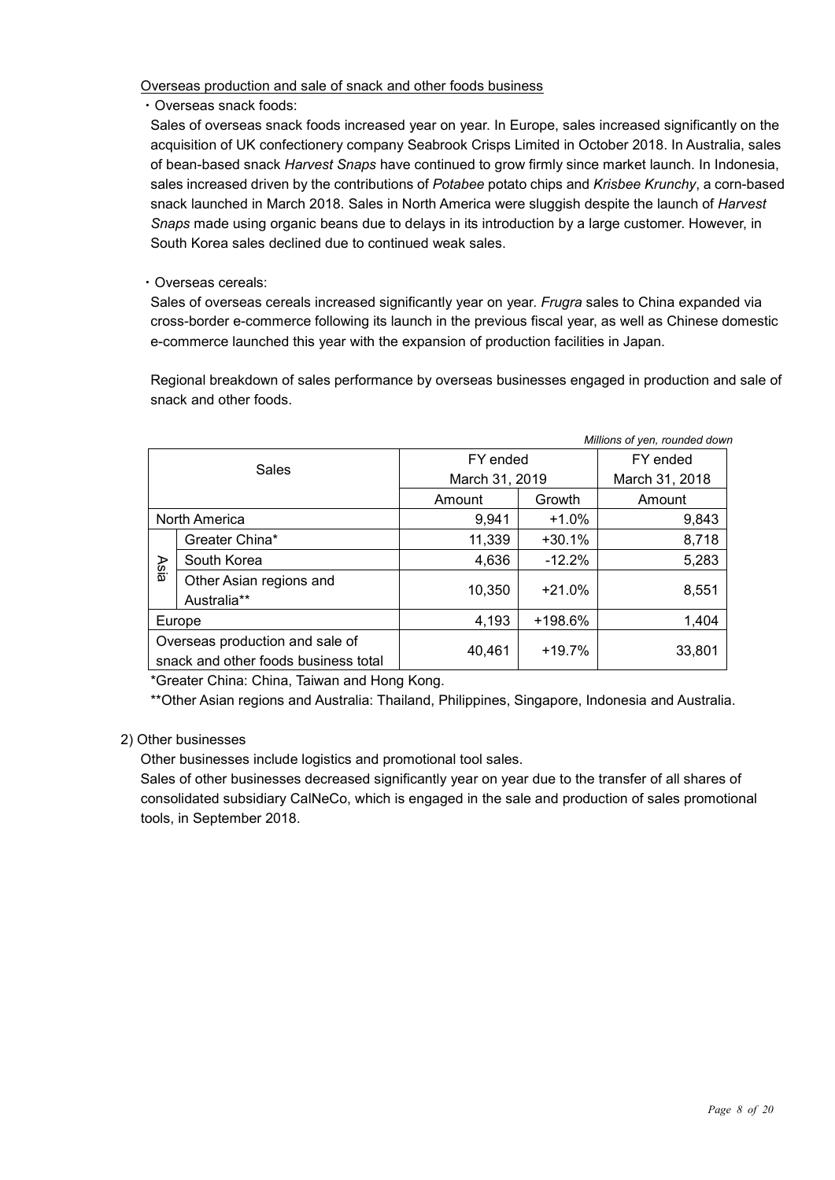Overseas production and sale of snack and other foods business

・Overseas snack foods:

Sales of overseas snack foods increased year on year. In Europe, sales increased significantly on the acquisition of UK confectionery company Seabrook Crisps Limited in October 2018. In Australia, sales of bean-based snack *Harvest Snaps* have continued to grow firmly since market launch. In Indonesia, sales increased driven by the contributions of *Potabee* potato chips and *Krisbee Krunchy*, a corn-based snack launched in March 2018. Sales in North America were sluggish despite the launch of *Harvest Snaps* made using organic beans due to delays in its introduction by a large customer. However, in South Korea sales declined due to continued weak sales.

・Overseas cereals:

Sales of overseas cereals increased significantly year on year. *Frugra* sales to China expanded via cross-border e-commerce following its launch in the previous fiscal year, as well as Chinese domestic e-commerce launched this year with the expansion of production facilities in Japan.

Regional breakdown of sales performance by overseas businesses engaged in production and sale of snack and other foods.

*Millions of yen, rounded down*

| Sales | | FY ended March 31, 2019 | | FY ended March 31, 2018 |
|---|---|---|---|---|
| | | Amount | Growth | Amount |
| North America | | 9,941 | +1.0% | 9,843 |
| Asia | Greater China* | 11,339 | +30.1% | 8,718 |
| | South Korea | 4,636 | -12.2% | 5,283 |
| | Other Asian regions and Australia** | 10,350 | +21.0% | 8,551 |
| Europe | | 4,193 | +198.6% | 1,404 |
| Overseas production and sale of snack and other foods business total | | 40,461 | +19.7% | 33,801 |

*Greater China: China, Taiwan and Hong Kong.

**Other Asian regions and Australia: Thailand, Philippines, Singapore, Indonesia and Australia.

2) Other businesses

Other businesses include logistics and promotional tool sales.

Sales of other businesses decreased significantly year on year due to the transfer of all shares of consolidated subsidiary CalNeCo, which is engaged in the sale and production of sales promotional tools, in September 2018.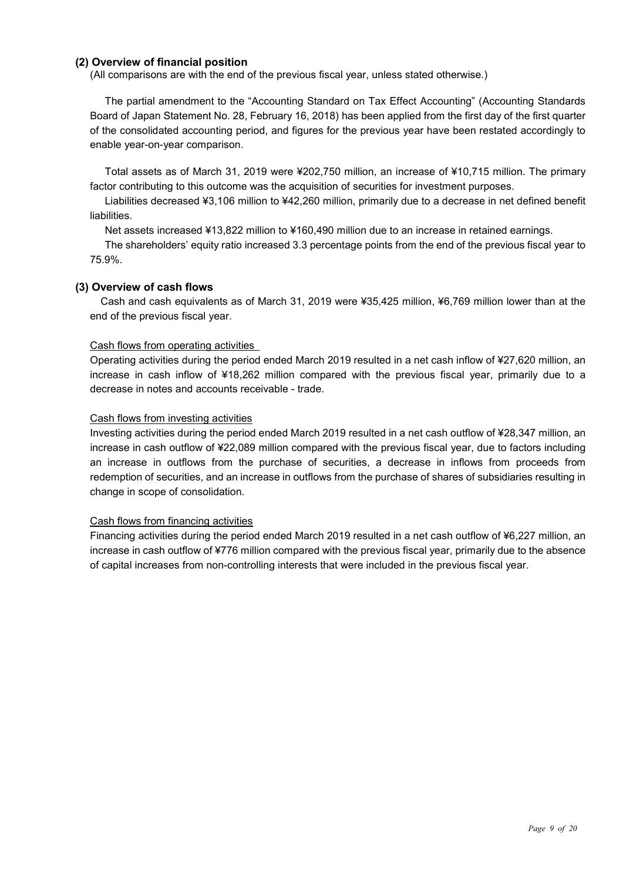### (2) Overview of financial position

(All comparisons are with the end of the previous fiscal year, unless stated otherwise.)

The partial amendment to the "Accounting Standard on Tax Effect Accounting" (Accounting Standards Board of Japan Statement No. 28, February 16, 2018) has been applied from the first day of the first quarter of the consolidated accounting period, and figures for the previous year have been restated accordingly to enable year-on-year comparison.

Total assets as of March 31, 2019 were ¥202,750 million, an increase of ¥10,715 million. The primary factor contributing to this outcome was the acquisition of securities for investment purposes.

Liabilities decreased ¥3,106 million to ¥42,260 million, primarily due to a decrease in net defined benefit liabilities.

Net assets increased ¥13,822 million to ¥160,490 million due to an increase in retained earnings.

The shareholders' equity ratio increased 3.3 percentage points from the end of the previous fiscal year to 75.9%.

### (3) Overview of cash flows

Cash and cash equivalents as of March 31, 2019 were ¥35,425 million, ¥6,769 million lower than at the end of the previous fiscal year.

Cash flows from operating activities

Operating activities during the period ended March 2019 resulted in a net cash inflow of ¥27,620 million, an increase in cash inflow of ¥18,262 million compared with the previous fiscal year, primarily due to a decrease in notes and accounts receivable - trade.

Cash flows from investing activities

Investing activities during the period ended March 2019 resulted in a net cash outflow of ¥28,347 million, an increase in cash outflow of ¥22,089 million compared with the previous fiscal year, due to factors including an increase in outflows from the purchase of securities, a decrease in inflows from proceeds from redemption of securities, and an increase in outflows from the purchase of shares of subsidiaries resulting in change in scope of consolidation.

Cash flows from financing activities

Financing activities during the period ended March 2019 resulted in a net cash outflow of ¥6,227 million, an increase in cash outflow of ¥776 million compared with the previous fiscal year, primarily due to the absence of capital increases from non-controlling interests that were included in the previous fiscal year.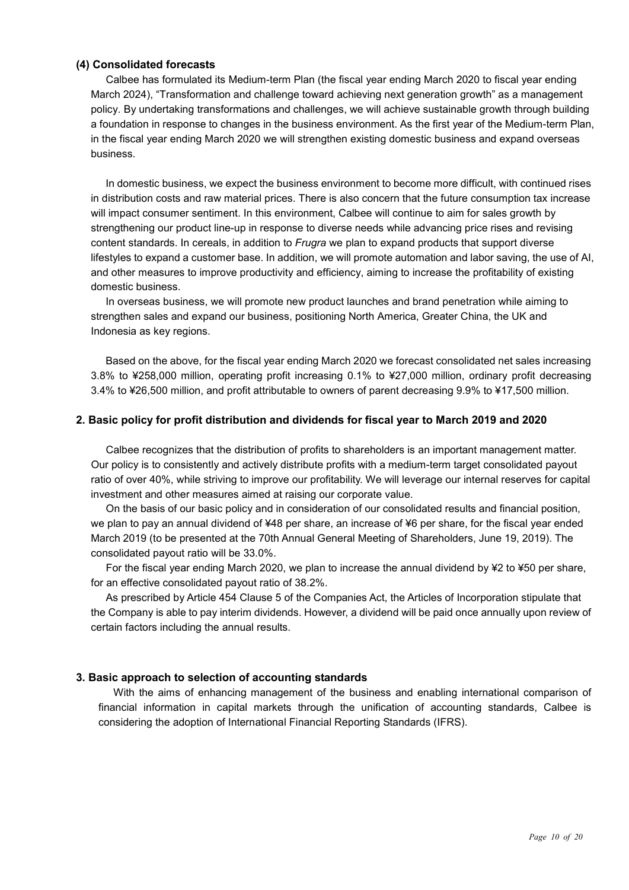### (4) Consolidated forecasts

Calbee has formulated its Medium-term Plan (the fiscal year ending March 2020 to fiscal year ending March 2024), "Transformation and challenge toward achieving next generation growth" as a management policy. By undertaking transformations and challenges, we will achieve sustainable growth through building a foundation in response to changes in the business environment. As the first year of the Medium-term Plan, in the fiscal year ending March 2020 we will strengthen existing domestic business and expand overseas business.

In domestic business, we expect the business environment to become more difficult, with continued rises in distribution costs and raw material prices. There is also concern that the future consumption tax increase will impact consumer sentiment. In this environment, Calbee will continue to aim for sales growth by strengthening our product line-up in response to diverse needs while advancing price rises and revising content standards. In cereals, in addition to *Frugra* we plan to expand products that support diverse lifestyles to expand a customer base. In addition, we will promote automation and labor saving, the use of AI, and other measures to improve productivity and efficiency, aiming to increase the profitability of existing domestic business.

In overseas business, we will promote new product launches and brand penetration while aiming to strengthen sales and expand our business, positioning North America, Greater China, the UK and Indonesia as key regions.

Based on the above, for the fiscal year ending March 2020 we forecast consolidated net sales increasing 3.8% to ¥258,000 million, operating profit increasing 0.1% to ¥27,000 million, ordinary profit decreasing 3.4% to ¥26,500 million, and profit attributable to owners of parent decreasing 9.9% to ¥17,500 million.

## 2. Basic policy for profit distribution and dividends for fiscal year to March 2019 and 2020

Calbee recognizes that the distribution of profits to shareholders is an important management matter. Our policy is to consistently and actively distribute profits with a medium-term target consolidated payout ratio of over 40%, while striving to improve our profitability. We will leverage our internal reserves for capital investment and other measures aimed at raising our corporate value.

On the basis of our basic policy and in consideration of our consolidated results and financial position, we plan to pay an annual dividend of ¥48 per share, an increase of ¥6 per share, for the fiscal year ended March 2019 (to be presented at the 70th Annual General Meeting of Shareholders, June 19, 2019). The consolidated payout ratio will be 33.0%.

For the fiscal year ending March 2020, we plan to increase the annual dividend by ¥2 to ¥50 per share, for an effective consolidated payout ratio of 38.2%.

As prescribed by Article 454 Clause 5 of the Companies Act, the Articles of Incorporation stipulate that the Company is able to pay interim dividends. However, a dividend will be paid once annually upon review of certain factors including the annual results.

## 3. Basic approach to selection of accounting standards

With the aims of enhancing management of the business and enabling international comparison of financial information in capital markets through the unification of accounting standards, Calbee is considering the adoption of International Financial Reporting Standards (IFRS).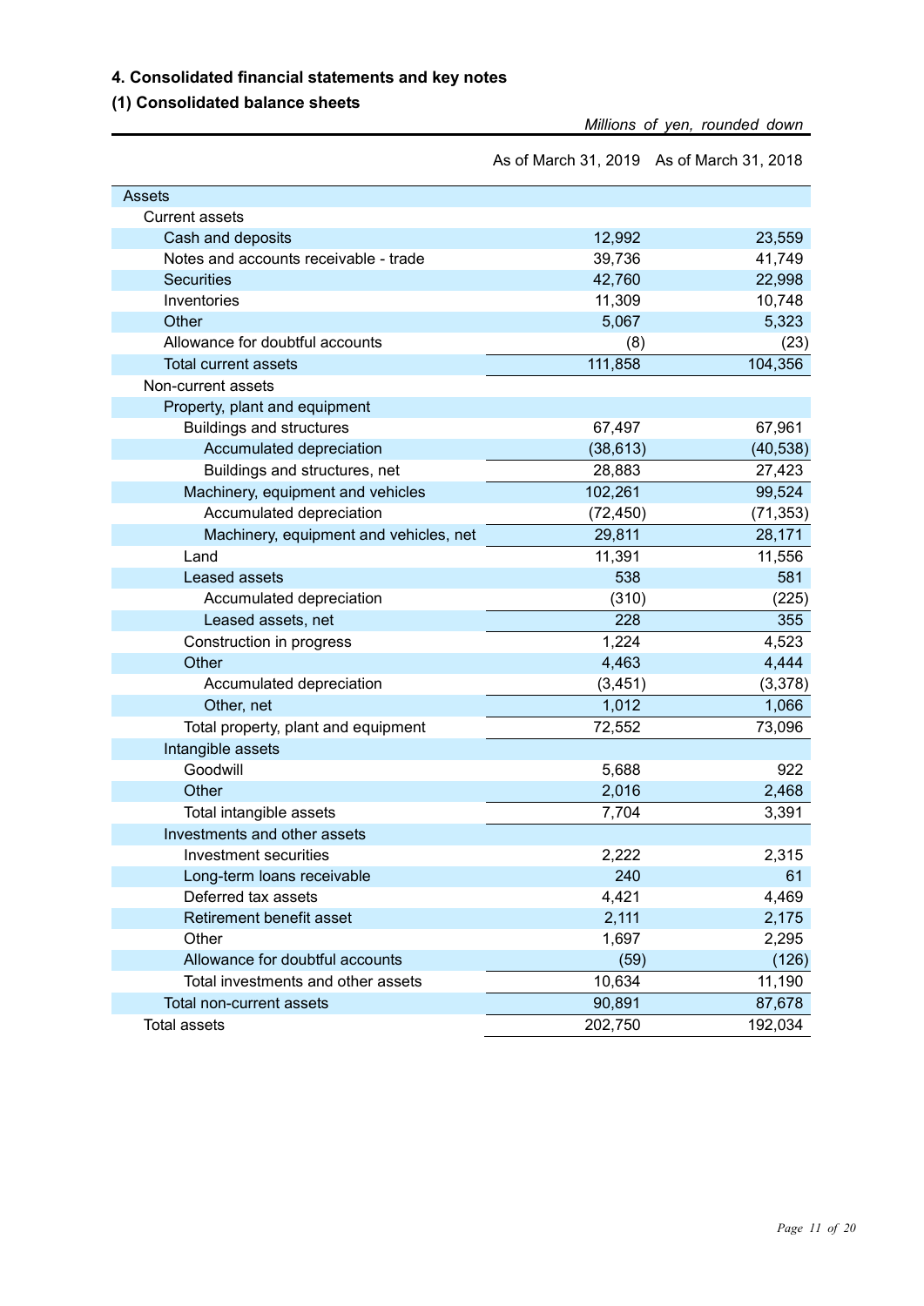## 4. Consolidated financial statements and key notes

### (1) Consolidated balance sheets

*Millions of yen, rounded down*

| | As of March 31, 2019 | As of March 31, 2018 |
|---|---|---|
| Assets | | |
| Current assets | | |
| Cash and deposits | 12,992 | 23,559 |
| Notes and accounts receivable - trade | 39,736 | 41,749 |
| Securities | 42,760 | 22,998 |
| Inventories | 11,309 | 10,748 |
| Other | 5,067 | 5,323 |
| Allowance for doubtful accounts | (8) | (23) |
| Total current assets | 111,858 | 104,356 |
| Non-current assets | | |
| Property, plant and equipment | | |
| Buildings and structures | 67,497 | 67,961 |
| Accumulated depreciation | (38,613) | (40,538) |
| Buildings and structures, net | 28,883 | 27,423 |
| Machinery, equipment and vehicles | 102,261 | 99,524 |
| Accumulated depreciation | (72,450) | (71,353) |
| Machinery, equipment and vehicles, net | 29,811 | 28,171 |
| Land | 11,391 | 11,556 |
| Leased assets | 538 | 581 |
| Accumulated depreciation | (310) | (225) |
| Leased assets, net | 228 | 355 |
| Construction in progress | 1,224 | 4,523 |
| Other | 4,463 | 4,444 |
| Accumulated depreciation | (3,451) | (3,378) |
| Other, net | 1,012 | 1,066 |
| Total property, plant and equipment | 72,552 | 73,096 |
| Intangible assets | | |
| Goodwill | 5,688 | 922 |
| Other | 2,016 | 2,468 |
| Total intangible assets | 7,704 | 3,391 |
| Investments and other assets | | |
| Investment securities | 2,222 | 2,315 |
| Long-term loans receivable | 240 | 61 |
| Deferred tax assets | 4,421 | 4,469 |
| Retirement benefit asset | 2,111 | 2,175 |
| Other | 1,697 | 2,295 |
| Allowance for doubtful accounts | (59) | (126) |
| Total investments and other assets | 10,634 | 11,190 |
| Total non-current assets | 90,891 | 87,678 |
| Total assets | 202,750 | 192,034 |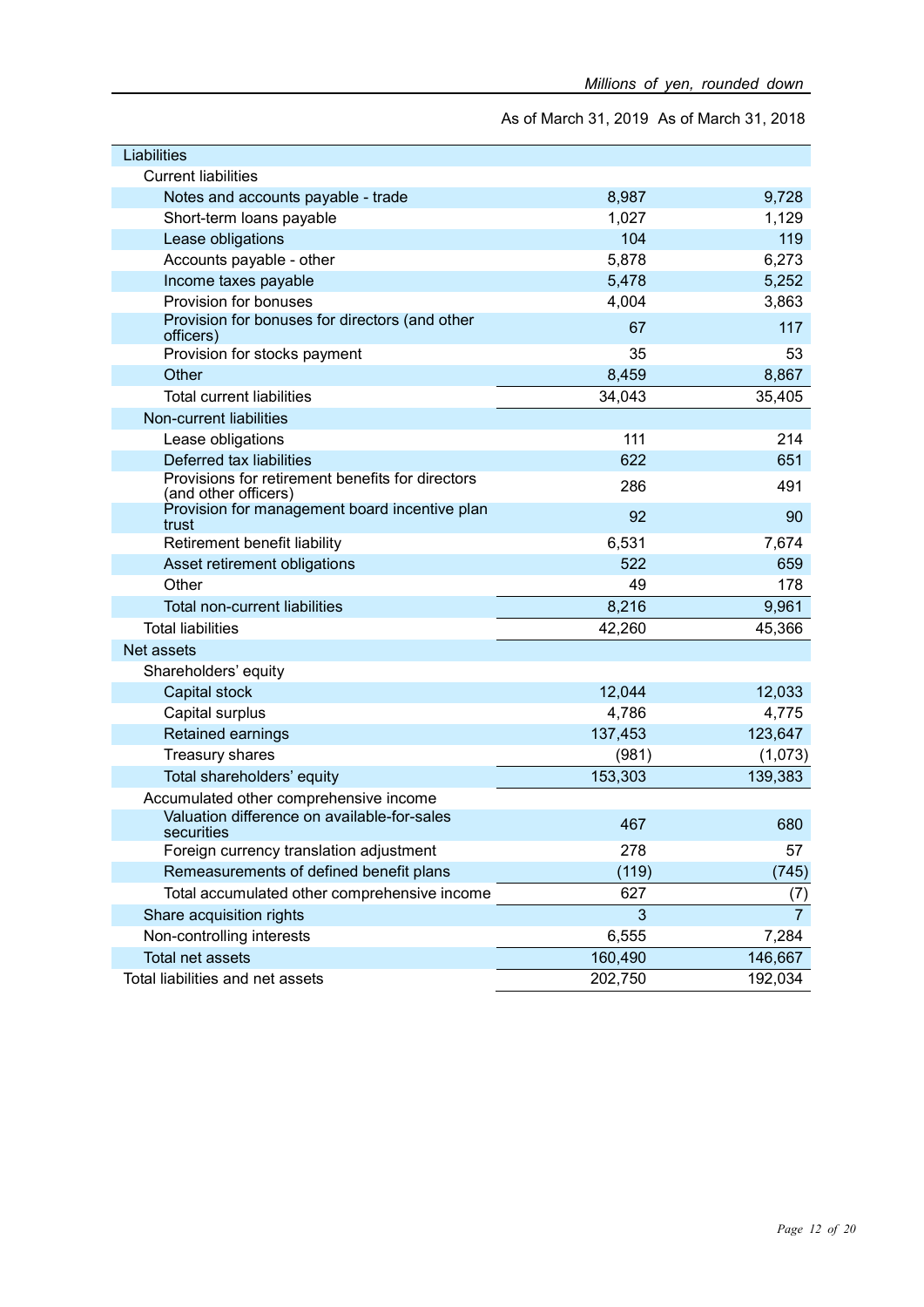*Millions of yen, rounded down*

| | As of March 31, 2019 | As of March 31, 2018 |
|---|---|---|
| Liabilities | | |
| Current liabilities | | |
| Notes and accounts payable - trade | 8,987 | 9,728 |
| Short-term loans payable | 1,027 | 1,129 |
| Lease obligations | 104 | 119 |
| Accounts payable - other | 5,878 | 6,273 |
| Income taxes payable | 5,478 | 5,252 |
| Provision for bonuses | 4,004 | 3,863 |
| Provision for bonuses for directors (and other officers) | 67 | 117 |
| Provision for stocks payment | 35 | 53 |
| Other | 8,459 | 8,867 |
| Total current liabilities | 34,043 | 35,405 |
| Non-current liabilities | | |
| Lease obligations | 111 | 214 |
| Deferred tax liabilities | 622 | 651 |
| Provisions for retirement benefits for directors (and other officers) | 286 | 491 |
| Provision for management board incentive plan trust | 92 | 90 |
| Retirement benefit liability | 6,531 | 7,674 |
| Asset retirement obligations | 522 | 659 |
| Other | 49 | 178 |
| Total non-current liabilities | 8,216 | 9,961 |
| Total liabilities | 42,260 | 45,366 |
| Net assets | | |
| Shareholders' equity | | |
| Capital stock | 12,044 | 12,033 |
| Capital surplus | 4,786 | 4,775 |
| Retained earnings | 137,453 | 123,647 |
| Treasury shares | (981) | (1,073) |
| Total shareholders' equity | 153,303 | 139,383 |
| Accumulated other comprehensive income | | |
| Valuation difference on available-for-sales securities | 467 | 680 |
| Foreign currency translation adjustment | 278 | 57 |
| Remeasurements of defined benefit plans | (119) | (745) |
| Total accumulated other comprehensive income | 627 | (7) |
| Share acquisition rights | 3 | 7 |
| Non-controlling interests | 6,555 | 7,284 |
| Total net assets | 160,490 | 146,667 |
| Total liabilities and net assets | 202,750 | 192,034 |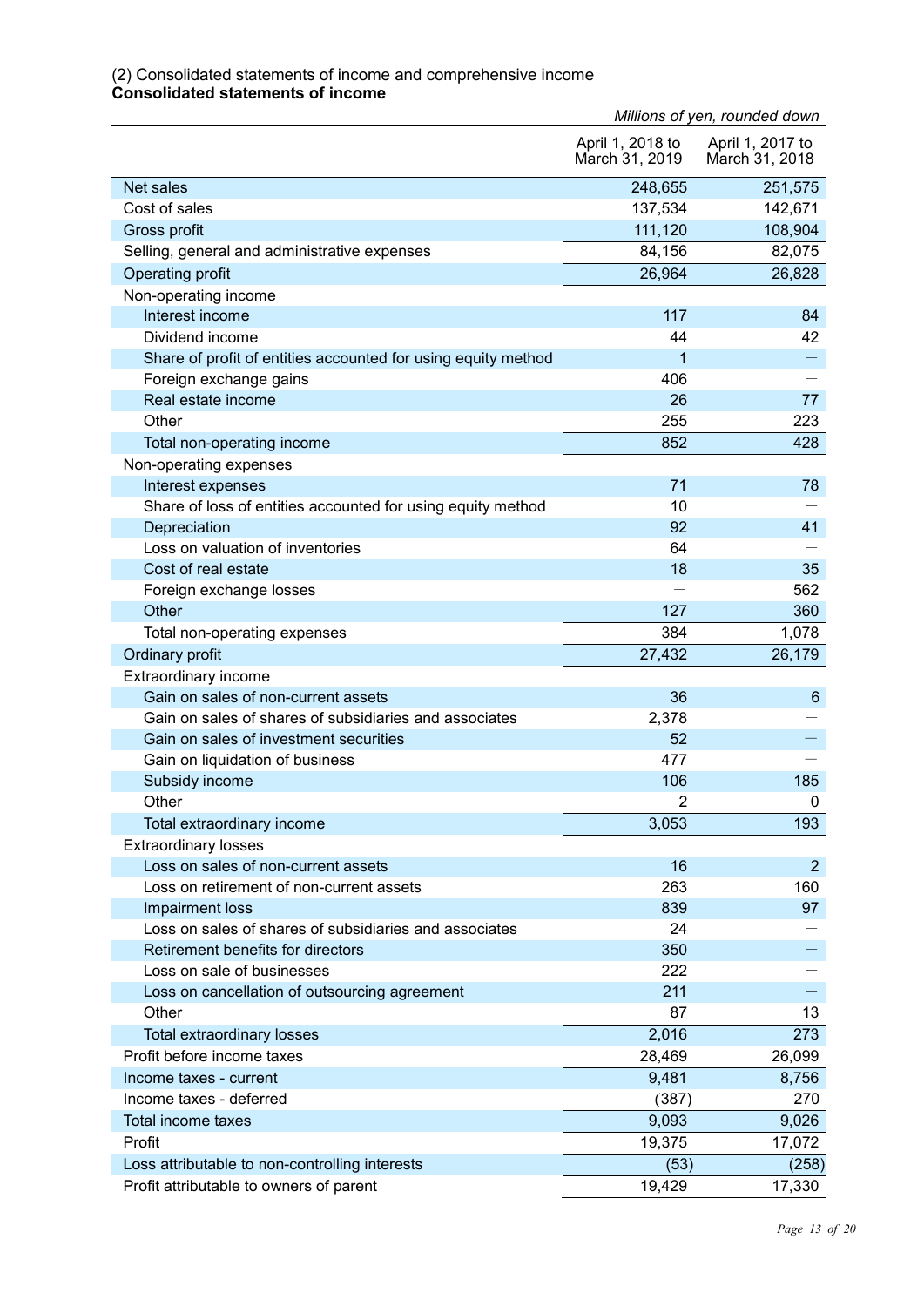(2) Consolidated statements of income and comprehensive income

**Consolidated statements of income**

*Millions of yen, rounded down*

| | April 1, 2018 to March 31, 2019 | April 1, 2017 to March 31, 2018 |
|---|---|---|
| Net sales | 248,655 | 251,575 |
| Cost of sales | 137,534 | 142,671 |
| Gross profit | 111,120 | 108,904 |
| Selling, general and administrative expenses | 84,156 | 82,075 |
| Operating profit | 26,964 | 26,828 |
| Non-operating income | | |
| Interest income | 117 | 84 |
| Dividend income | 44 | 42 |
| Share of profit of entities accounted for using equity method | 1 | — |
| Foreign exchange gains | 406 | — |
| Real estate income | 26 | 77 |
| Other | 255 | 223 |
| Total non-operating income | 852 | 428 |
| Non-operating expenses | | |
| Interest expenses | 71 | 78 |
| Share of loss of entities accounted for using equity method | 10 | — |
| Depreciation | 92 | 41 |
| Loss on valuation of inventories | 64 | — |
| Cost of real estate | 18 | 35 |
| Foreign exchange losses | — | 562 |
| Other | 127 | 360 |
| Total non-operating expenses | 384 | 1,078 |
| Ordinary profit | 27,432 | 26,179 |
| Extraordinary income | | |
| Gain on sales of non-current assets | 36 | 6 |
| Gain on sales of shares of subsidiaries and associates | 2,378 | — |
| Gain on sales of investment securities | 52 | — |
| Gain on liquidation of business | 477 | — |
| Subsidy income | 106 | 185 |
| Other | 2 | 0 |
| Total extraordinary income | 3,053 | 193 |
| Extraordinary losses | | |
| Loss on sales of non-current assets | 16 | 2 |
| Loss on retirement of non-current assets | 263 | 160 |
| Impairment loss | 839 | 97 |
| Loss on sales of shares of subsidiaries and associates | 24 | — |
| Retirement benefits for directors | 350 | — |
| Loss on sale of businesses | 222 | — |
| Loss on cancellation of outsourcing agreement | 211 | — |
| Other | 87 | 13 |
| Total extraordinary losses | 2,016 | 273 |
| Profit before income taxes | 28,469 | 26,099 |
| Income taxes - current | 9,481 | 8,756 |
| Income taxes - deferred | (387) | 270 |
| Total income taxes | 9,093 | 9,026 |
| Profit | 19,375 | 17,072 |
| Loss attributable to non-controlling interests | (53) | (258) |
| Profit attributable to owners of parent | 19,429 | 17,330 |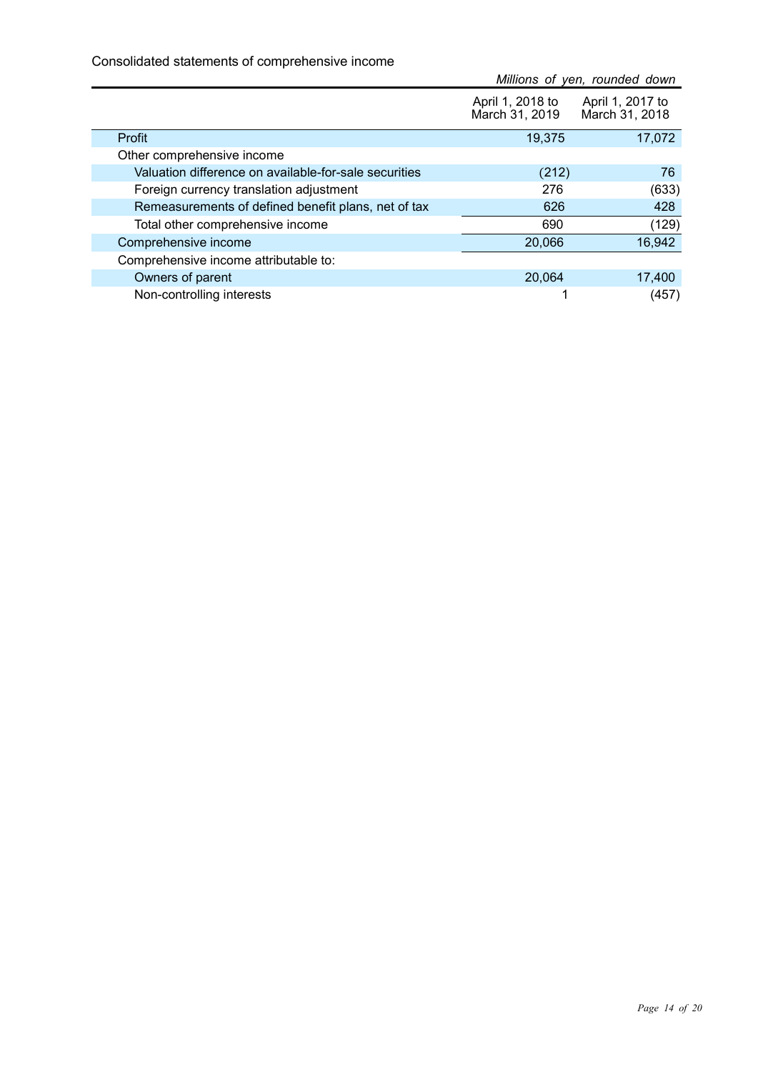Consolidated statements of comprehensive income

*Millions of yen, rounded down*

| | April 1, 2018 to March 31, 2019 | April 1, 2017 to March 31, 2018 |
|---|---|---|
| Profit | 19,375 | 17,072 |
| Other comprehensive income | | |
| Valuation difference on available-for-sale securities | (212) | 76 |
| Foreign currency translation adjustment | 276 | (633) |
| Remeasurements of defined benefit plans, net of tax | 626 | 428 |
| Total other comprehensive income | 690 | (129) |
| Comprehensive income | 20,066 | 16,942 |
| Comprehensive income attributable to: | | |
| Owners of parent | 20,064 | 17,400 |
| Non-controlling interests | 1 | (457) |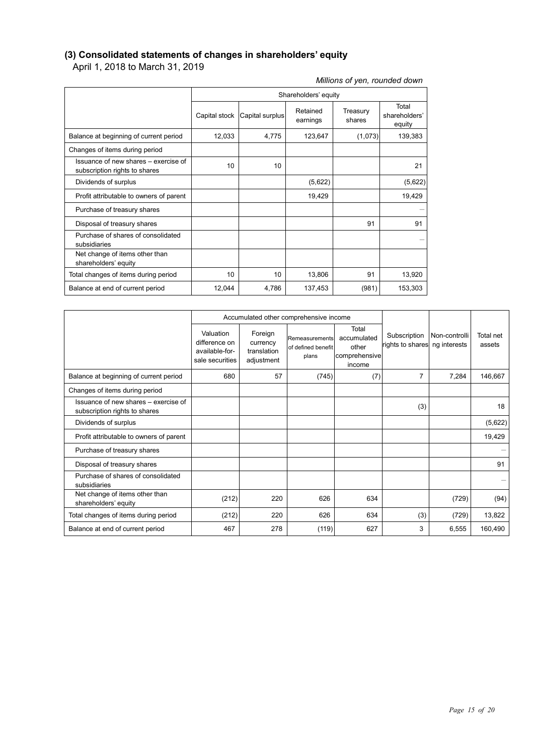### (3) Consolidated statements of changes in shareholders' equity

April 1, 2018 to March 31, 2019

*Millions of yen, rounded down*

| | Shareholders' equity | | | | |
|---|---|---|---|---|---|
| | Capital stock | Capital surplus | Retained earnings | Treasury shares | Total shareholders' equity |
| Balance at beginning of current period | 12,033 | 4,775 | 123,647 | (1,073) | 139,383 |
| Changes of items during period | | | | | |
| Issuance of new shares – exercise of subscription rights to shares | 10 | 10 | | | 21 |
| Dividends of surplus | | | (5,622) | | (5,622) |
| Profit attributable to owners of parent | | | 19,429 | | 19,429 |
| Purchase of treasury shares | | | | | – |
| Disposal of treasury shares | | | | 91 | 91 |
| Purchase of shares of consolidated subsidiaries | | | | | – |
| Net change of items other than shareholders' equity | | | | | |
| Total changes of items during period | 10 | 10 | 13,806 | 91 | 13,920 |
| Balance at end of current period | 12,044 | 4,786 | 137,453 | (981) | 153,303 |

| | Accumulated other comprehensive income | | | | Subscription rights to shares | Non-controlling interests | Total net assets |
|---|---|---|---|---|---|---|---|
| | Valuation difference on available-for-sale securities | Foreign currency translation adjustment | Remeasurements of defined benefit plans | Total accumulated other comprehensive income | | | |
| Balance at beginning of current period | 680 | 57 | (745) | (7) | 7 | 7,284 | 146,667 |
| Changes of items during period | | | | | | | |
| Issuance of new shares – exercise of subscription rights to shares | | | | | (3) | | 18 |
| Dividends of surplus | | | | | | | (5,622) |
| Profit attributable to owners of parent | | | | | | | 19,429 |
| Purchase of treasury shares | | | | | | | – |
| Disposal of treasury shares | | | | | | | 91 |
| Purchase of shares of consolidated subsidiaries | | | | | | | – |
| Net change of items other than shareholders' equity | (212) | 220 | 626 | 634 | | (729) | (94) |
| Total changes of items during period | (212) | 220 | 626 | 634 | (3) | (729) | 13,822 |
| Balance at end of current period | 467 | 278 | (119) | 627 | 3 | 6,555 | 160,490 |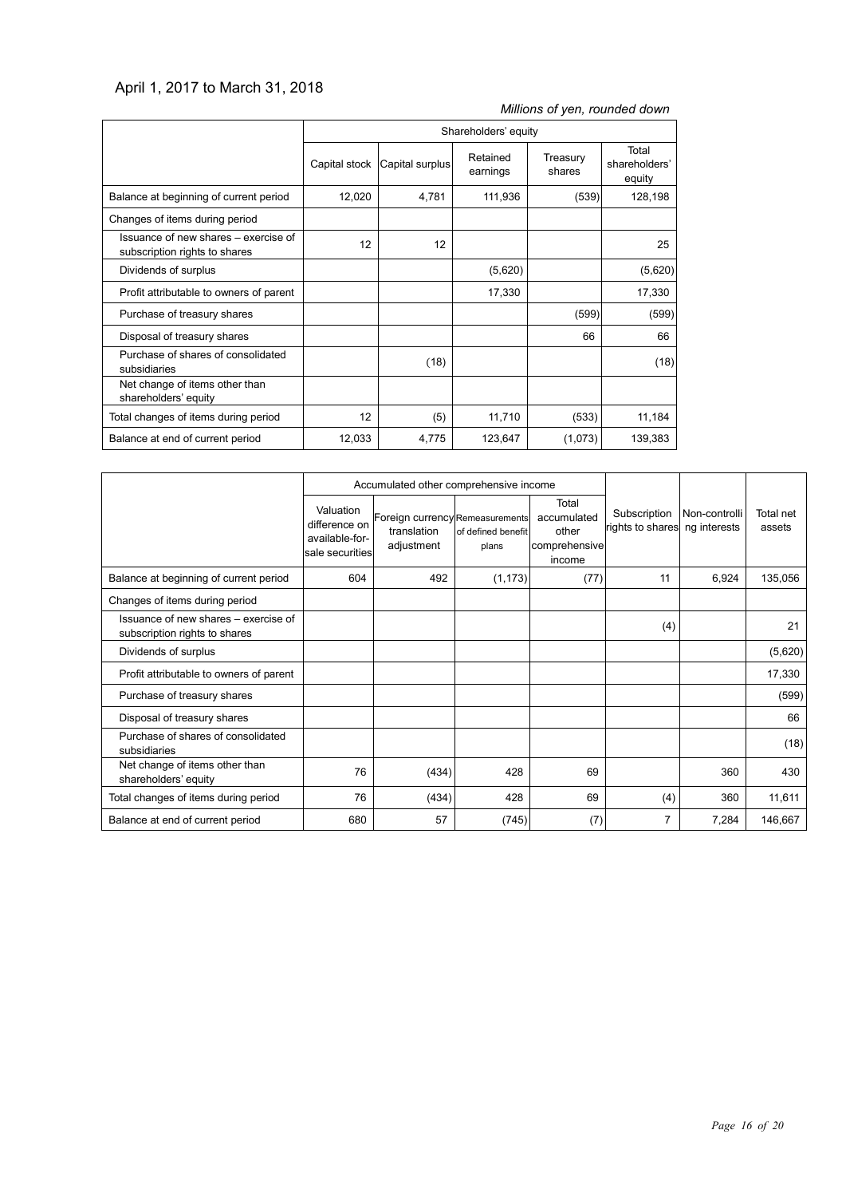April 1, 2017 to March 31, 2018

*Millions of yen, rounded down*

| | Shareholders' equity | | | | |
|---|---|---|---|---|---|
| | Capital stock | Capital surplus | Retained earnings | Treasury shares | Total shareholders' equity |
| Balance at beginning of current period | 12,020 | 4,781 | 111,936 | (539) | 128,198 |
| Changes of items during period | | | | | |
| Issuance of new shares – exercise of subscription rights to shares | 12 | 12 | | | 25 |
| Dividends of surplus | | | (5,620) | | (5,620) |
| Profit attributable to owners of parent | | | 17,330 | | 17,330 |
| Purchase of treasury shares | | | | (599) | (599) |
| Disposal of treasury shares | | | | 66 | 66 |
| Purchase of shares of consolidated subsidiaries | | (18) | | | (18) |
| Net change of items other than shareholders' equity | | | | | |
| Total changes of items during period | 12 | (5) | 11,710 | (533) | 11,184 |
| Balance at end of current period | 12,033 | 4,775 | 123,647 | (1,073) | 139,383 |

| | Accumulated other comprehensive income | | | | Subscription rights to shares | Non-controlling interests | Total net assets |
|---|---|---|---|---|---|---|---|
| | Valuation difference on available-for-sale securities | Foreign currency translation adjustment | Remeasurements of defined benefit plans | Total accumulated other comprehensive income | | | |
| Balance at beginning of current period | 604 | 492 | (1,173) | (77) | 11 | 6,924 | 135,056 |
| Changes of items during period | | | | | | | |
| Issuance of new shares – exercise of subscription rights to shares | | | | | (4) | | 21 |
| Dividends of surplus | | | | | | | (5,620) |
| Profit attributable to owners of parent | | | | | | | 17,330 |
| Purchase of treasury shares | | | | | | | (599) |
| Disposal of treasury shares | | | | | | | 66 |
| Purchase of shares of consolidated subsidiaries | | | | | | | (18) |
| Net change of items other than shareholders' equity | 76 | (434) | 428 | 69 | | 360 | 430 |
| Total changes of items during period | 76 | (434) | 428 | 69 | (4) | 360 | 11,611 |
| Balance at end of current period | 680 | 57 | (745) | (7) | 7 | 7,284 | 146,667 |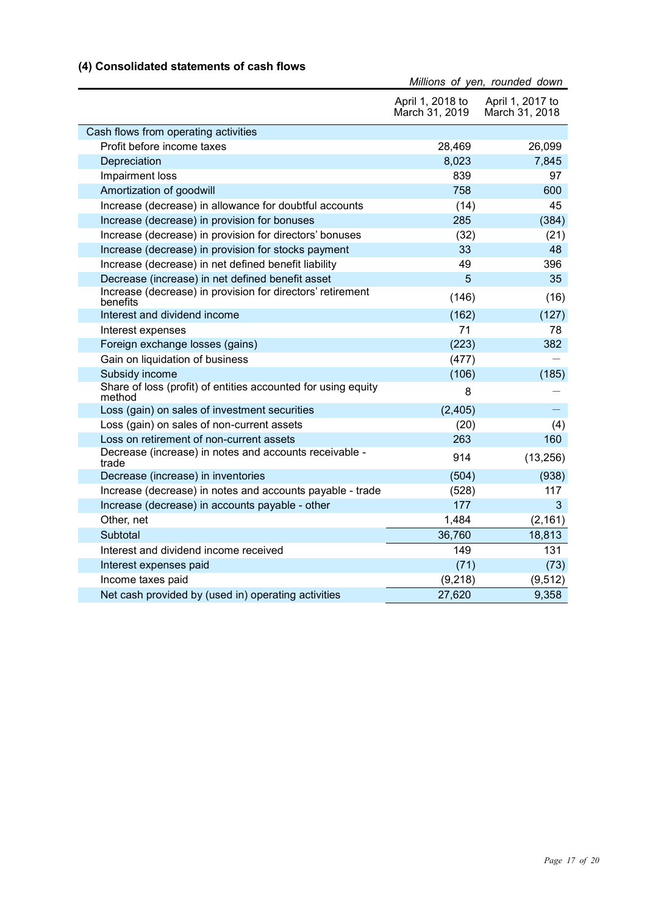### (4) Consolidated statements of cash flows

*Millions of yen, rounded down*

| | April 1, 2018 to March 31, 2019 | April 1, 2017 to March 31, 2018 |
|---|---|---|
| Cash flows from operating activities | | |
| Profit before income taxes | 28,469 | 26,099 |
| Depreciation | 8,023 | 7,845 |
| Impairment loss | 839 | 97 |
| Amortization of goodwill | 758 | 600 |
| Increase (decrease) in allowance for doubtful accounts | (14) | 45 |
| Increase (decrease) in provision for bonuses | 285 | (384) |
| Increase (decrease) in provision for directors' bonuses | (32) | (21) |
| Increase (decrease) in provision for stocks payment | 33 | 48 |
| Increase (decrease) in net defined benefit liability | 49 | 396 |
| Decrease (increase) in net defined benefit asset | 5 | 35 |
| Increase (decrease) in provision for directors' retirement benefits | (146) | (16) |
| Interest and dividend income | (162) | (127) |
| Interest expenses | 71 | 78 |
| Foreign exchange losses (gains) | (223) | 382 |
| Gain on liquidation of business | (477) | — |
| Subsidy income | (106) | (185) |
| Share of loss (profit) of entities accounted for using equity method | 8 | — |
| Loss (gain) on sales of investment securities | (2,405) | — |
| Loss (gain) on sales of non-current assets | (20) | (4) |
| Loss on retirement of non-current assets | 263 | 160 |
| Decrease (increase) in notes and accounts receivable - trade | 914 | (13,256) |
| Decrease (increase) in inventories | (504) | (938) |
| Increase (decrease) in notes and accounts payable - trade | (528) | 117 |
| Increase (decrease) in accounts payable - other | 177 | 3 |
| Other, net | 1,484 | (2,161) |
| Subtotal | 36,760 | 18,813 |
| Interest and dividend income received | 149 | 131 |
| Interest expenses paid | (71) | (73) |
| Income taxes paid | (9,218) | (9,512) |
| Net cash provided by (used in) operating activities | 27,620 | 9,358 |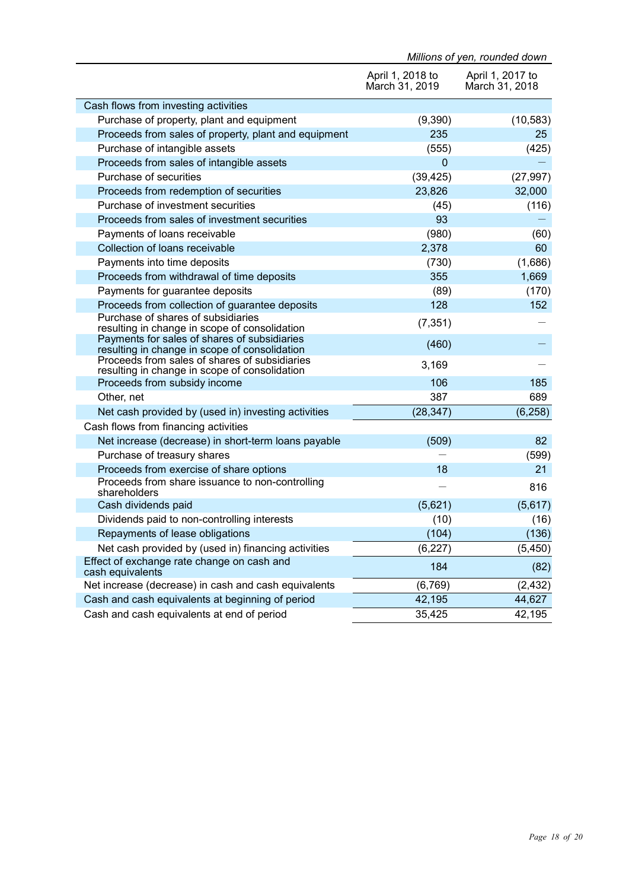*Millions of yen, rounded down*

| | April 1, 2018 to March 31, 2019 | April 1, 2017 to March 31, 2018 |
|---|---|---|
| Cash flows from investing activities | | |
| Purchase of property, plant and equipment | (9,390) | (10,583) |
| Proceeds from sales of property, plant and equipment | 235 | 25 |
| Purchase of intangible assets | (555) | (425) |
| Proceeds from sales of intangible assets | 0 | — |
| Purchase of securities | (39,425) | (27,997) |
| Proceeds from redemption of securities | 23,826 | 32,000 |
| Purchase of investment securities | (45) | (116) |
| Proceeds from sales of investment securities | 93 | — |
| Payments of loans receivable | (980) | (60) |
| Collection of loans receivable | 2,378 | 60 |
| Payments into time deposits | (730) | (1,686) |
| Proceeds from withdrawal of time deposits | 355 | 1,669 |
| Payments for guarantee deposits | (89) | (170) |
| Proceeds from collection of guarantee deposits | 128 | 152 |
| Purchase of shares of subsidiaries resulting in change in scope of consolidation | (7,351) | — |
| Payments for sales of shares of subsidiaries resulting in change in scope of consolidation | (460) | — |
| Proceeds from sales of shares of subsidiaries resulting in change in scope of consolidation | 3,169 | — |
| Proceeds from subsidy income | 106 | 185 |
| Other, net | 387 | 689 |
| Net cash provided by (used in) investing activities | (28,347) | (6,258) |
| Cash flows from financing activities | | |
| Net increase (decrease) in short-term loans payable | (509) | 82 |
| Purchase of treasury shares | — | (599) |
| Proceeds from exercise of share options | 18 | 21 |
| Proceeds from share issuance to non-controlling shareholders | — | 816 |
| Cash dividends paid | (5,621) | (5,617) |
| Dividends paid to non-controlling interests | (10) | (16) |
| Repayments of lease obligations | (104) | (136) |
| Net cash provided by (used in) financing activities | (6,227) | (5,450) |
| Effect of exchange rate change on cash and cash equivalents | 184 | (82) |
| Net increase (decrease) in cash and cash equivalents | (6,769) | (2,432) |
| Cash and cash equivalents at beginning of period | 42,195 | 44,627 |
| Cash and cash equivalents at end of period | 35,425 | 42,195 |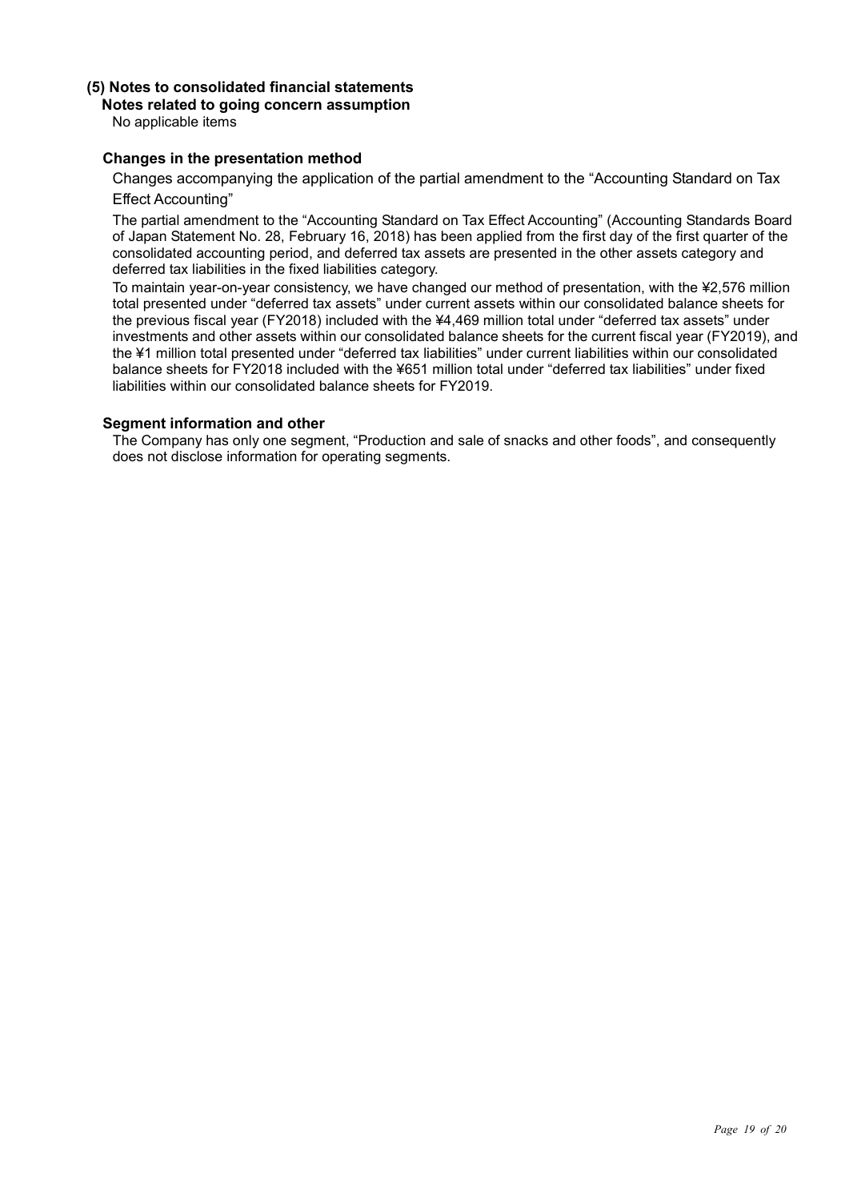## (5) Notes to consolidated financial statements

### Notes related to going concern assumption

No applicable items

### Changes in the presentation method

Changes accompanying the application of the partial amendment to the “Accounting Standard on Tax Effect Accounting”

The partial amendment to the “Accounting Standard on Tax Effect Accounting” (Accounting Standards Board of Japan Statement No. 28, February 16, 2018) has been applied from the first day of the first quarter of the consolidated accounting period, and deferred tax assets are presented in the other assets category and deferred tax liabilities in the fixed liabilities category.

To maintain year-on-year consistency, we have changed our method of presentation, with the ¥2,576 million total presented under “deferred tax assets” under current assets within our consolidated balance sheets for the previous fiscal year (FY2018) included with the ¥4,469 million total under “deferred tax assets” under investments and other assets within our consolidated balance sheets for the current fiscal year (FY2019), and the ¥1 million total presented under “deferred tax liabilities” under current liabilities within our consolidated balance sheets for FY2018 included with the ¥651 million total under “deferred tax liabilities” under fixed liabilities within our consolidated balance sheets for FY2019.

### Segment information and other

The Company has only one segment, “Production and sale of snacks and other foods”, and consequently does not disclose information for operating segments.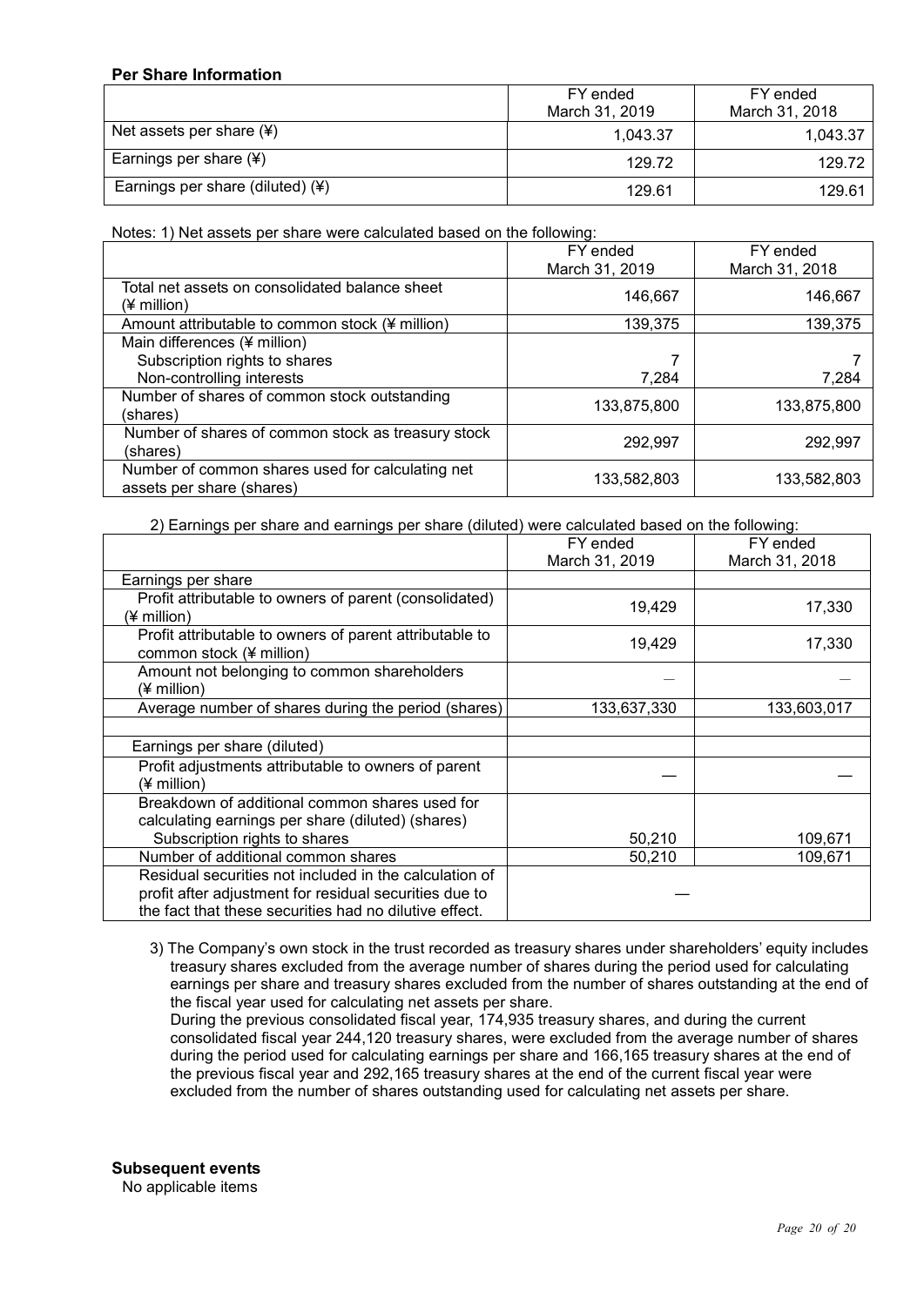**Per Share Information**

| | FY ended March 31, 2019 | FY ended March 31, 2018 |
|---|---|---|
| Net assets per share (¥) | 1,043.37 | 1,043.37 |
| Earnings per share (¥) | 129.72 | 129.72 |
| Earnings per share (diluted) (¥) | 129.61 | 129.61 |

Notes: 1) Net assets per share were calculated based on the following:

| | FY ended March 31, 2019 | FY ended March 31, 2018 |
|---|---|---|
| Total net assets on consolidated balance sheet (¥ million) | 146,667 | 146,667 |
| Amount attributable to common stock (¥ million) | 139,375 | 139,375 |
| Main differences (¥ million) | | |
| Subscription rights to shares | 7 | 7 |
| Non-controlling interests | 7,284 | 7,284 |
| Number of shares of common stock outstanding (shares) | 133,875,800 | 133,875,800 |
| Number of shares of common stock as treasury stock (shares) | 292,997 | 292,997 |
| Number of common shares used for calculating net assets per share (shares) | 133,582,803 | 133,582,803 |

2) Earnings per share and earnings per share (diluted) were calculated based on the following:

| | FY ended March 31, 2019 | FY ended March 31, 2018 |
|---|---|---|
| Earnings per share | | |
| Profit attributable to owners of parent (consolidated) (¥ million) | 19,429 | 17,330 |
| Profit attributable to owners of parent attributable to common stock (¥ million) | 19,429 | 17,330 |
| Amount not belonging to common shareholders (¥ million) | — | — |
| Average number of shares during the period (shares) | 133,637,330 | 133,603,017 |
| | | |
| Earnings per share (diluted) | | |
| Profit adjustments attributable to owners of parent (¥ million) | — | — |
| Breakdown of additional common shares used for calculating earnings per share (diluted) (shares) | | |
| Subscription rights to shares | 50,210 | 109,671 |
| Number of additional common shares | 50,210 | 109,671 |
| Residual securities not included in the calculation of profit after adjustment for residual securities due to the fact that these securities had no dilutive effect. | — | |

3) The Company's own stock in the trust recorded as treasury shares under shareholders' equity includes treasury shares excluded from the average number of shares during the period used for calculating earnings per share and treasury shares excluded from the number of shares outstanding at the end of the fiscal year used for calculating net assets per share.
During the previous consolidated fiscal year, 174,935 treasury shares, and during the current consolidated fiscal year 244,120 treasury shares, were excluded from the average number of shares during the period used for calculating earnings per share and 166,165 treasury shares at the end of the previous fiscal year and 292,165 treasury shares at the end of the current fiscal year were excluded from the number of shares outstanding used for calculating net assets per share.

**Subsequent events**

No applicable items